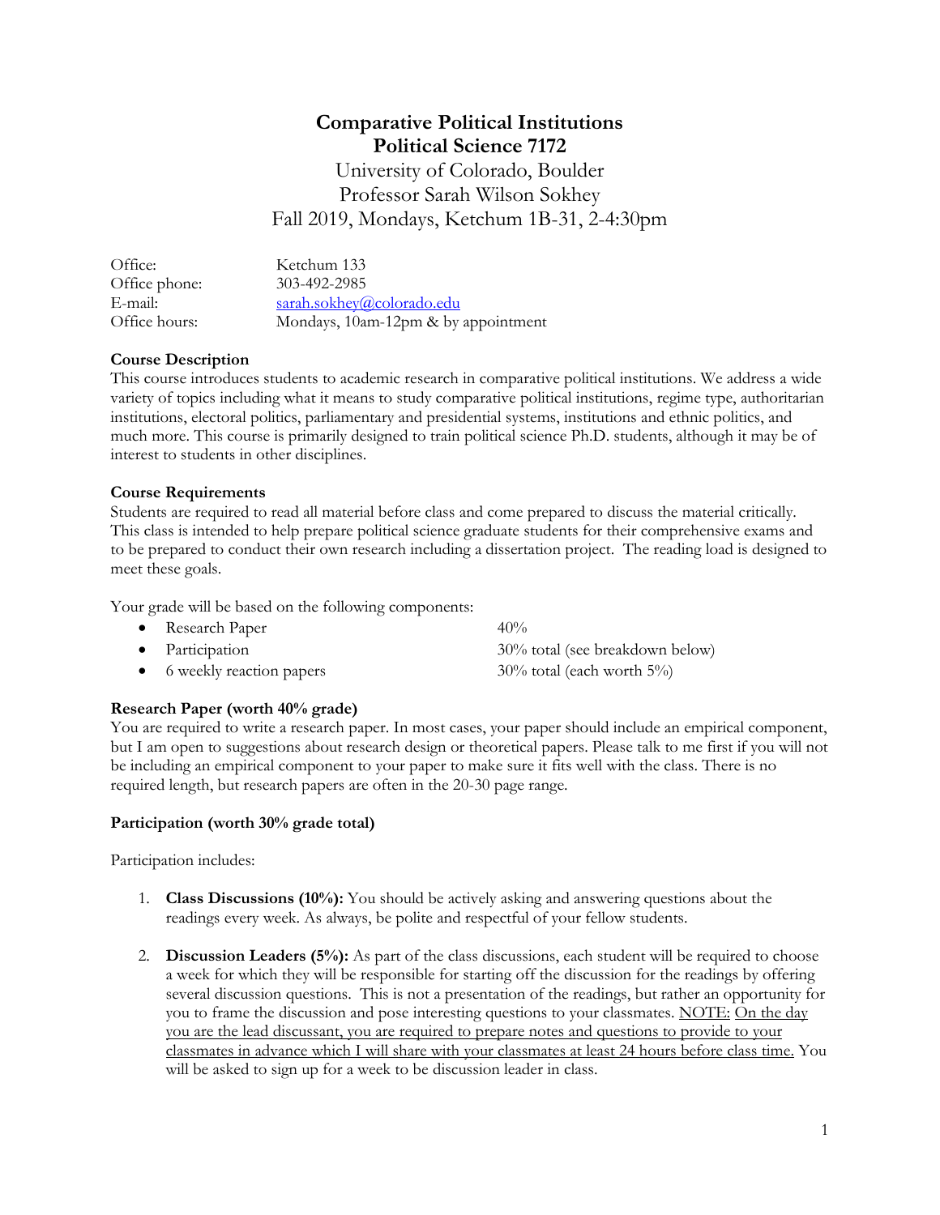# Comparative Political Institutions
## Political Science 7172

University of Colorado, Boulder
Professor Sarah Wilson Sokhey
Fall 2019, Mondays, Ketchum 1B-31, 2-4:30pm

| | |
|---|---|
| Office: | Ketchum 133 |
| Office phone: | 303-492-2985 |
| E-mail: | sarah.sokhey@colorado.edu |
| Office hours: | Mondays, 10am-12pm & by appointment |

**Course Description**

This course introduces students to academic research in comparative political institutions. We address a wide variety of topics including what it means to study comparative political institutions, regime type, authoritarian institutions, electoral politics, parliamentary and presidential systems, institutions and ethnic politics, and much more. This course is primarily designed to train political science Ph.D. students, although it may be of interest to students in other disciplines.

**Course Requirements**

Students are required to read all material before class and come prepared to discuss the material critically. This class is intended to help prepare political science graduate students for their comprehensive exams and to be prepared to conduct their own research including a dissertation project. The reading load is designed to meet these goals.

Your grade will be based on the following components:

- Research Paper 40%
- Participation 30% total (see breakdown below)
- 6 weekly reaction papers 30% total (each worth 5%)

**Research Paper (worth 40% grade)**

You are required to write a research paper. In most cases, your paper should include an empirical component, but I am open to suggestions about research design or theoretical papers. Please talk to me first if you will not be including an empirical component to your paper to make sure it fits well with the class. There is no required length, but research papers are often in the 20-30 page range.

**Participation (worth 30% grade total)**

Participation includes:

1. **Class Discussions (10%):** You should be actively asking and answering questions about the readings every week. As always, be polite and respectful of your fellow students.

2. **Discussion Leaders (5%):** As part of the class discussions, each student will be required to choose a week for which they will be responsible for starting off the discussion for the readings by offering several discussion questions. This is not a presentation of the readings, but rather an opportunity for you to frame the discussion and pose interesting questions to your classmates. <u>NOTE:</u> <u>On the day you are the lead discussant, you are required to prepare notes and questions to provide to your classmates in advance which I will share with your classmates at least 24 hours before class time.</u> You will be asked to sign up for a week to be discussion leader in class.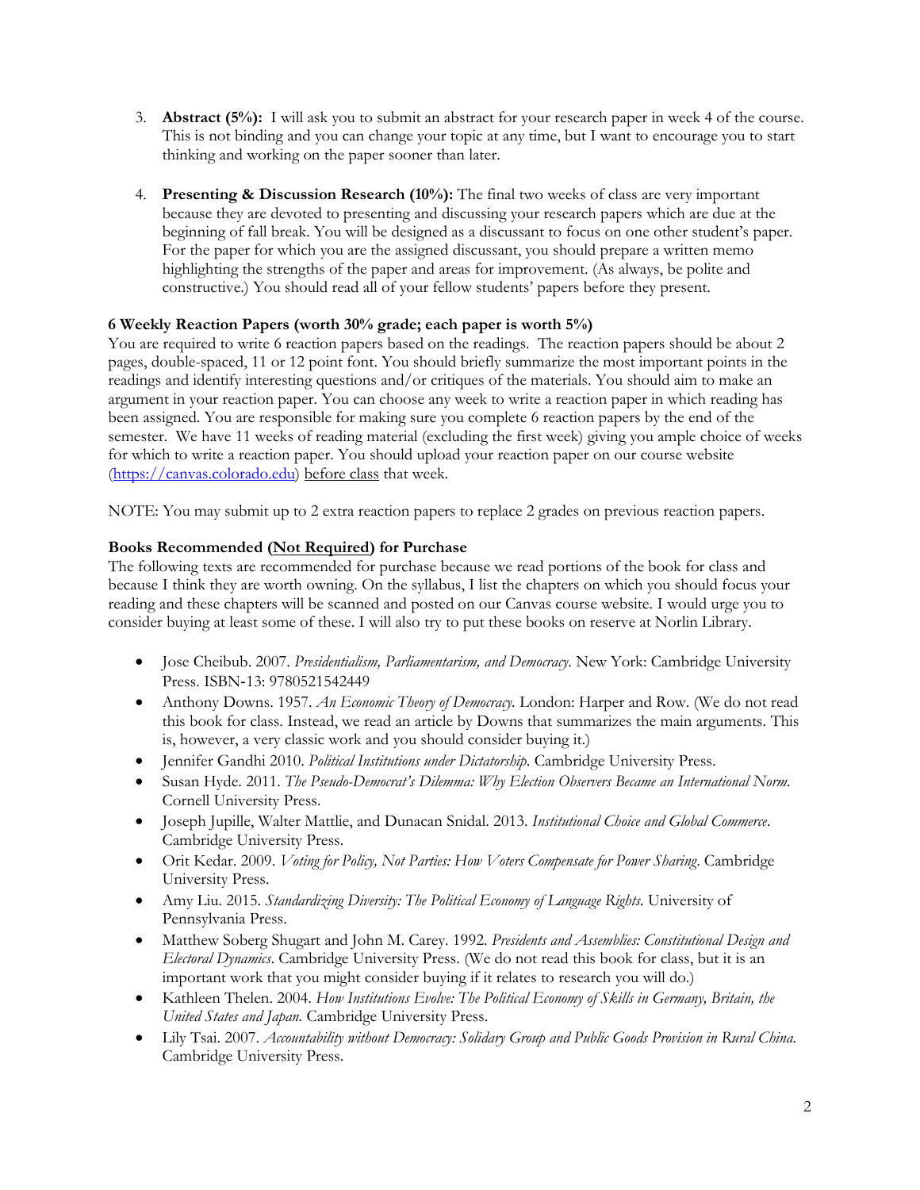3. **Abstract (5%):** I will ask you to submit an abstract for your research paper in week 4 of the course. This is not binding and you can change your topic at any time, but I want to encourage you to start thinking and working on the paper sooner than later.

4. **Presenting & Discussion Research (10%):** The final two weeks of class are very important because they are devoted to presenting and discussing your research papers which are due at the beginning of fall break. You will be designed as a discussant to focus on one other student's paper. For the paper for which you are the assigned discussant, you should prepare a written memo highlighting the strengths of the paper and areas for improvement. (As always, be polite and constructive.) You should read all of your fellow students' papers before they present.

**6 Weekly Reaction Papers (worth 30% grade; each paper is worth 5%)**

You are required to write 6 reaction papers based on the readings. The reaction papers should be about 2 pages, double-spaced, 11 or 12 point font. You should briefly summarize the most important points in the readings and identify interesting questions and/or critiques of the materials. You should aim to make an argument in your reaction paper. You can choose any week to write a reaction paper in which reading has been assigned. You are responsible for making sure you complete 6 reaction papers by the end of the semester. We have 11 weeks of reading material (excluding the first week) giving you ample choice of weeks for which to write a reaction paper. You should upload your reaction paper on our course website (https://canvas.colorado.edu) <u>before class</u> that week.

NOTE: You may submit up to 2 extra reaction papers to replace 2 grades on previous reaction papers.

**Books Recommended (<u>Not Required</u>) for Purchase**

The following texts are recommended for purchase because we read portions of the book for class and because I think they are worth owning. On the syllabus, I list the chapters on which you should focus your reading and these chapters will be scanned and posted on our Canvas course website. I would urge you to consider buying at least some of these. I will also try to put these books on reserve at Norlin Library.

- Jose Cheibub. 2007. *Presidentialism, Parliamentarism, and Democracy.* New York: Cambridge University Press. ISBN-13: 9780521542449
- Anthony Downs. 1957. *An Economic Theory of Democracy.* London: Harper and Row. (We do not read this book for class. Instead, we read an article by Downs that summarizes the main arguments. This is, however, a very classic work and you should consider buying it.)
- Jennifer Gandhi 2010. *Political Institutions under Dictatorship.* Cambridge University Press.
- Susan Hyde. 2011. *The Pseudo-Democrat's Dilemma: Why Election Observers Became an International Norm.* Cornell University Press.
- Joseph Jupille, Walter Mattlie, and Dunacan Snidal. 2013. *Institutional Choice and Global Commerce*. Cambridge University Press.
- Orit Kedar. 2009. *Voting for Policy, Not Parties: How Voters Compensate for Power Sharing*. Cambridge University Press.
- Amy Liu. 2015. *Standardizing Diversity: The Political Economy of Language Rights.* University of Pennsylvania Press.
- Matthew Soberg Shugart and John M. Carey. 1992. *Presidents and Assemblies: Constitutional Design and Electoral Dynamics*. Cambridge University Press. (We do not read this book for class, but it is an important work that you might consider buying if it relates to research you will do.)
- Kathleen Thelen. 2004. *How Institutions Evolve: The Political Economy of Skills in Germany, Britain, the United States and Japan.* Cambridge University Press.
- Lily Tsai. 2007. *Accountability without Democracy: Solidary Group and Public Goods Provision in Rural China.* Cambridge University Press.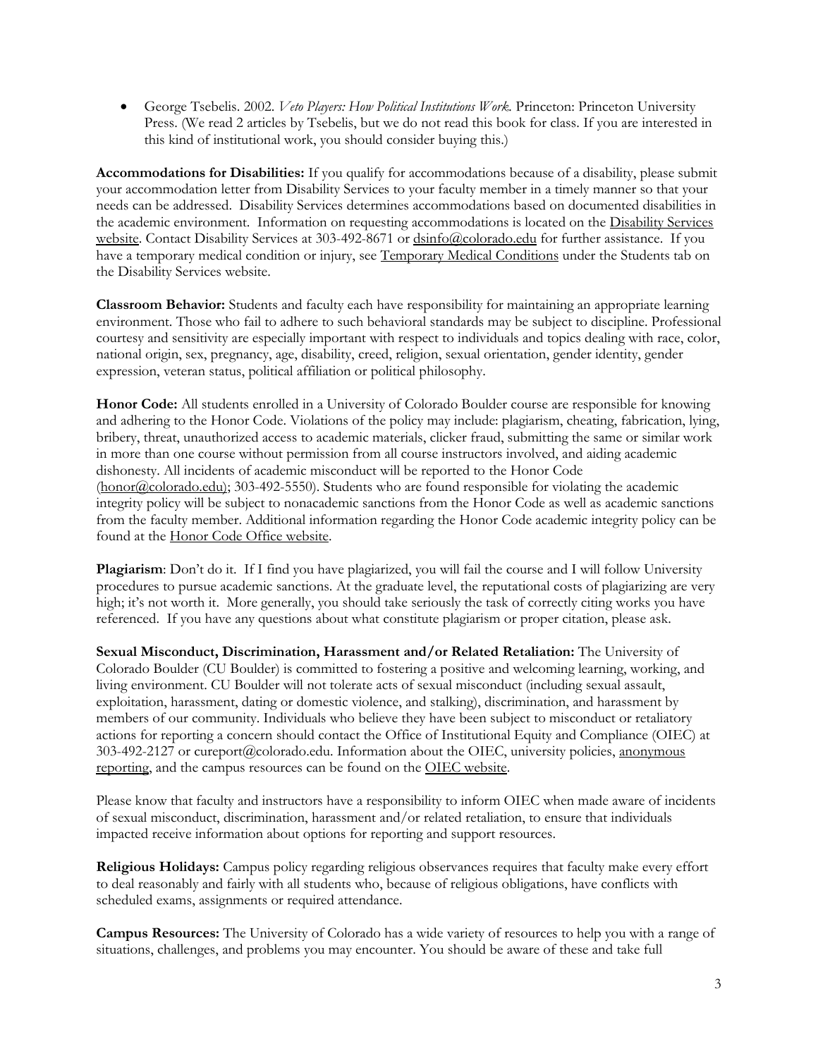- George Tsebelis. 2002. *Veto Players: How Political Institutions Work.* Princeton: Princeton University Press. (We read 2 articles by Tsebelis, but we do not read this book for class. If you are interested in this kind of institutional work, you should consider buying this.)

**Accommodations for Disabilities:** If you qualify for accommodations because of a disability, please submit your accommodation letter from Disability Services to your faculty member in a timely manner so that your needs can be addressed. Disability Services determines accommodations based on documented disabilities in the academic environment. Information on requesting accommodations is located on the Disability Services website. Contact Disability Services at 303-492-8671 or dsinfo@colorado.edu for further assistance. If you have a temporary medical condition or injury, see Temporary Medical Conditions under the Students tab on the Disability Services website.

**Classroom Behavior:** Students and faculty each have responsibility for maintaining an appropriate learning environment. Those who fail to adhere to such behavioral standards may be subject to discipline. Professional courtesy and sensitivity are especially important with respect to individuals and topics dealing with race, color, national origin, sex, pregnancy, age, disability, creed, religion, sexual orientation, gender identity, gender expression, veteran status, political affiliation or political philosophy.

**Honor Code:** All students enrolled in a University of Colorado Boulder course are responsible for knowing and adhering to the Honor Code. Violations of the policy may include: plagiarism, cheating, fabrication, lying, bribery, threat, unauthorized access to academic materials, clicker fraud, submitting the same or similar work in more than one course without permission from all course instructors involved, and aiding academic dishonesty. All incidents of academic misconduct will be reported to the Honor Code (honor@colorado.edu); 303-492-5550). Students who are found responsible for violating the academic integrity policy will be subject to nonacademic sanctions from the Honor Code as well as academic sanctions from the faculty member. Additional information regarding the Honor Code academic integrity policy can be found at the Honor Code Office website.

**Plagiarism**: Don't do it. If I find you have plagiarized, you will fail the course and I will follow University procedures to pursue academic sanctions. At the graduate level, the reputational costs of plagiarizing are very high; it's not worth it. More generally, you should take seriously the task of correctly citing works you have referenced. If you have any questions about what constitute plagiarism or proper citation, please ask.

**Sexual Misconduct, Discrimination, Harassment and/or Related Retaliation:** The University of Colorado Boulder (CU Boulder) is committed to fostering a positive and welcoming learning, working, and living environment. CU Boulder will not tolerate acts of sexual misconduct (including sexual assault, exploitation, harassment, dating or domestic violence, and stalking), discrimination, and harassment by members of our community. Individuals who believe they have been subject to misconduct or retaliatory actions for reporting a concern should contact the Office of Institutional Equity and Compliance (OIEC) at 303-492-2127 or cureport@colorado.edu. Information about the OIEC, university policies, anonymous reporting, and the campus resources can be found on the OIEC website.

Please know that faculty and instructors have a responsibility to inform OIEC when made aware of incidents of sexual misconduct, discrimination, harassment and/or related retaliation, to ensure that individuals impacted receive information about options for reporting and support resources.

**Religious Holidays:** Campus policy regarding religious observances requires that faculty make every effort to deal reasonably and fairly with all students who, because of religious obligations, have conflicts with scheduled exams, assignments or required attendance.

**Campus Resources:** The University of Colorado has a wide variety of resources to help you with a range of situations, challenges, and problems you may encounter. You should be aware of these and take full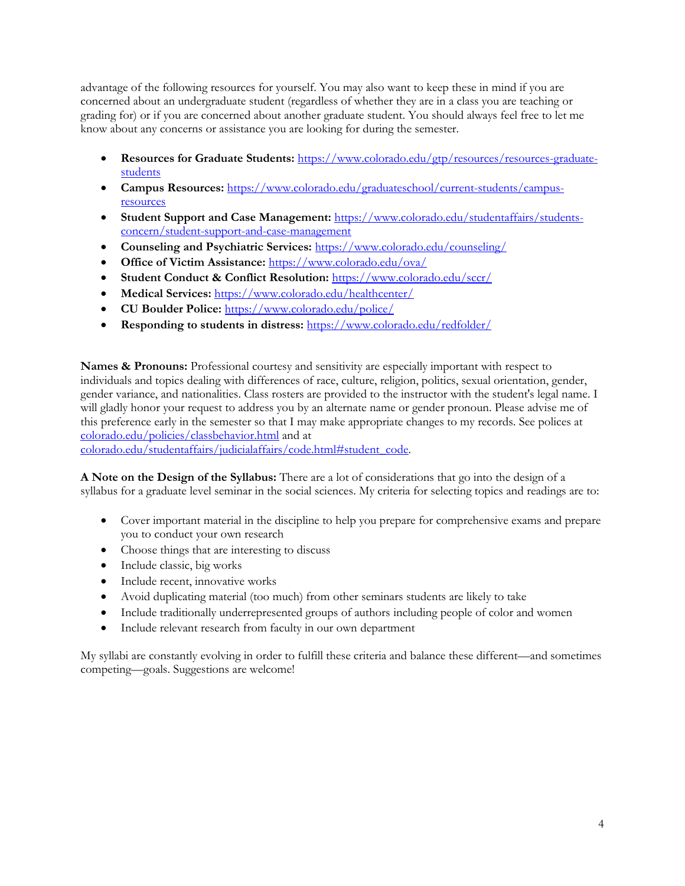advantage of the following resources for yourself. You may also want to keep these in mind if you are concerned about an undergraduate student (regardless of whether they are in a class you are teaching or grading for) or if you are concerned about another graduate student. You should always feel free to let me know about any concerns or assistance you are looking for during the semester.

- **Resources for Graduate Students:** https://www.colorado.edu/gtp/resources/resources-graduate-students
- **Campus Resources:** https://www.colorado.edu/graduateschool/current-students/campus-resources
- **Student Support and Case Management:** https://www.colorado.edu/studentaffairs/students-concern/student-support-and-case-management
- **Counseling and Psychiatric Services:** https://www.colorado.edu/counseling/
- **Office of Victim Assistance:** https://www.colorado.edu/ova/
- **Student Conduct & Conflict Resolution:** https://www.colorado.edu/sccr/
- **Medical Services:** https://www.colorado.edu/healthcenter/
- **CU Boulder Police:** https://www.colorado.edu/police/
- **Responding to students in distress:** https://www.colorado.edu/redfolder/

**Names & Pronouns:** Professional courtesy and sensitivity are especially important with respect to individuals and topics dealing with differences of race, culture, religion, politics, sexual orientation, gender, gender variance, and nationalities. Class rosters are provided to the instructor with the student's legal name. I will gladly honor your request to address you by an alternate name or gender pronoun. Please advise me of this preference early in the semester so that I may make appropriate changes to my records. See polices at colorado.edu/policies/classbehavior.html and at colorado.edu/studentaffairs/judicialaffairs/code.html#student_code.

**A Note on the Design of the Syllabus:** There are a lot of considerations that go into the design of a syllabus for a graduate level seminar in the social sciences. My criteria for selecting topics and readings are to:

- Cover important material in the discipline to help you prepare for comprehensive exams and prepare you to conduct your own research
- Choose things that are interesting to discuss
- Include classic, big works
- Include recent, innovative works
- Avoid duplicating material (too much) from other seminars students are likely to take
- Include traditionally underrepresented groups of authors including people of color and women
- Include relevant research from faculty in our own department

My syllabi are constantly evolving in order to fulfill these criteria and balance these different—and sometimes competing—goals. Suggestions are welcome!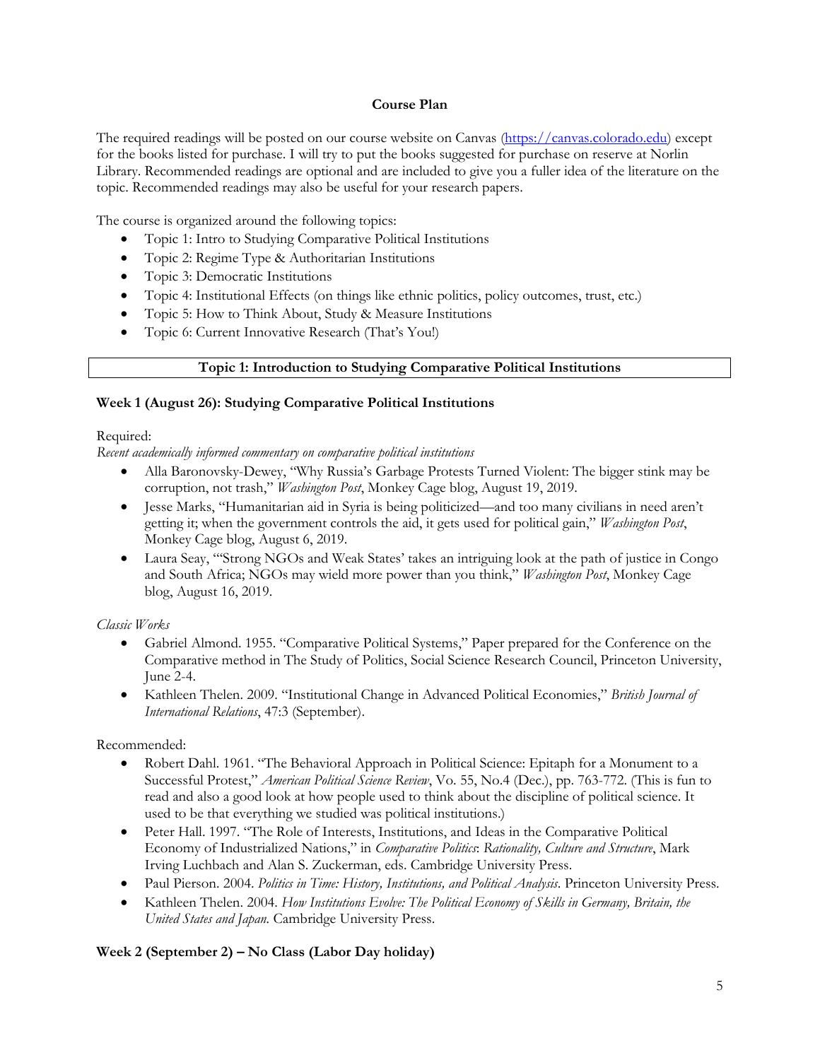## Course Plan

The required readings will be posted on our course website on Canvas ([https://canvas.colorado.edu](https://canvas.colorado.edu)) except for the books listed for purchase. I will try to put the books suggested for purchase on reserve at Norlin Library. Recommended readings are optional and are included to give you a fuller idea of the literature on the topic. Recommended readings may also be useful for your research papers.

The course is organized around the following topics:

- Topic 1: Intro to Studying Comparative Political Institutions
- Topic 2: Regime Type & Authoritarian Institutions
- Topic 3: Democratic Institutions
- Topic 4: Institutional Effects (on things like ethnic politics, policy outcomes, trust, etc.)
- Topic 5: How to Think About, Study & Measure Institutions
- Topic 6: Current Innovative Research (That's You!)

## Topic 1: Introduction to Studying Comparative Political Institutions

### Week 1 (August 26): Studying Comparative Political Institutions

Required:

*Recent academically informed commentary on comparative political institutions*

- Alla Baronovsky-Dewey, "Why Russia's Garbage Protests Turned Violent: The bigger stink may be corruption, not trash," *Washington Post*, Monkey Cage blog, August 19, 2019.
- Jesse Marks, "Humanitarian aid in Syria is being politicized—and too many civilians in need aren't getting it; when the government controls the aid, it gets used for political gain," *Washington Post*, Monkey Cage blog, August 6, 2019.
- Laura Seay, "'Strong NGOs and Weak States' takes an intriguing look at the path of justice in Congo and South Africa; NGOs may wield more power than you think," *Washington Post*, Monkey Cage blog, August 16, 2019.

*Classic Works*

- Gabriel Almond. 1955. "Comparative Political Systems," Paper prepared for the Conference on the Comparative method in The Study of Politics, Social Science Research Council, Princeton University, June 2-4.
- Kathleen Thelen. 2009. "Institutional Change in Advanced Political Economies," *British Journal of International Relations*, 47:3 (September).

Recommended:

- Robert Dahl. 1961. "The Behavioral Approach in Political Science: Epitaph for a Monument to a Successful Protest," *American Political Science Review*, Vo. 55, No.4 (Dec.), pp. 763-772. (This is fun to read and also a good look at how people used to think about the discipline of political science. It used to be that everything we studied was political institutions.)
- Peter Hall. 1997. "The Role of Interests, Institutions, and Ideas in the Comparative Political Economy of Industrialized Nations," in *Comparative Politics*: *Rationality, Culture and Structure*, Mark Irving Luchbach and Alan S. Zuckerman, eds. Cambridge University Press.
- Paul Pierson. 2004. *Politics in Time: History, Institutions, and Political Analysis*. Princeton University Press.
- Kathleen Thelen. 2004. *How Institutions Evolve: The Political Economy of Skills in Germany, Britain, the United States and Japan.* Cambridge University Press.

### Week 2 (September 2) – No Class (Labor Day holiday)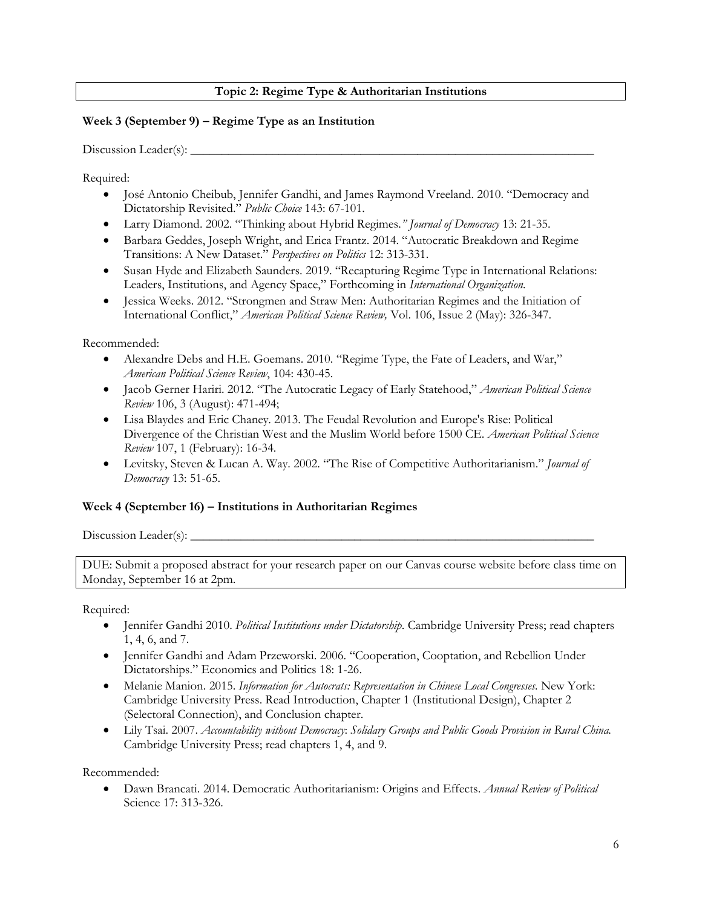## Topic 2: Regime Type & Authoritarian Institutions

### Week 3 (September 9) – Regime Type as an Institution

Discussion Leader(s): ___________________________________________________________________

Required:

- José Antonio Cheibub, Jennifer Gandhi, and James Raymond Vreeland. 2010. "Democracy and Dictatorship Revisited." *Public Choice* 143: 67-101.
- Larry Diamond. 2002. "Thinking about Hybrid Regimes." *Journal of Democracy* 13: 21-35.
- Barbara Geddes, Joseph Wright, and Erica Frantz. 2014. "Autocratic Breakdown and Regime Transitions: A New Dataset." *Perspectives on Politics* 12: 313-331.
- Susan Hyde and Elizabeth Saunders. 2019. "Recapturing Regime Type in International Relations: Leaders, Institutions, and Agency Space," Forthcoming in *International Organization*.
- Jessica Weeks. 2012. "Strongmen and Straw Men: Authoritarian Regimes and the Initiation of International Conflict," *American Political Science Review,* Vol. 106, Issue 2 (May): 326-347.

Recommended:

- Alexandre Debs and H.E. Goemans. 2010. "Regime Type, the Fate of Leaders, and War," *American Political Science Review*, 104: 430-45.
- Jacob Gerner Hariri. 2012. "The Autocratic Legacy of Early Statehood," *American Political Science Review* 106, 3 (August): 471-494;
- Lisa Blaydes and Eric Chaney. 2013. The Feudal Revolution and Europe's Rise: Political Divergence of the Christian West and the Muslim World before 1500 CE. *American Political Science Review* 107, 1 (February): 16-34.
- Levitsky, Steven & Lucan A. Way. 2002. "The Rise of Competitive Authoritarianism." *Journal of Democracy* 13: 51-65.

### Week 4 (September 16) – Institutions in Authoritarian Regimes

Discussion Leader(s): ___________________________________________________________________

DUE: Submit a proposed abstract for your research paper on our Canvas course website before class time on Monday, September 16 at 2pm.

Required:

- Jennifer Gandhi 2010. *Political Institutions under Dictatorship.* Cambridge University Press; read chapters 1, 4, 6, and 7.
- Jennifer Gandhi and Adam Przeworski. 2006. "Cooperation, Cooptation, and Rebellion Under Dictatorships." Economics and Politics 18: 1-26.
- Melanie Manion. 2015. *Information for Autocrats: Representation in Chinese Local Congresses.* New York: Cambridge University Press. Read Introduction, Chapter 1 (Institutional Design), Chapter 2 (Selectoral Connection), and Conclusion chapter.
- Lily Tsai. 2007. *Accountability without Democracy*: *Solidary Groups and Public Goods Provision in Rural China.* Cambridge University Press; read chapters 1, 4, and 9.

Recommended:

- Dawn Brancati. 2014. Democratic Authoritarianism: Origins and Effects. *Annual Review of Political* Science 17: 313-326.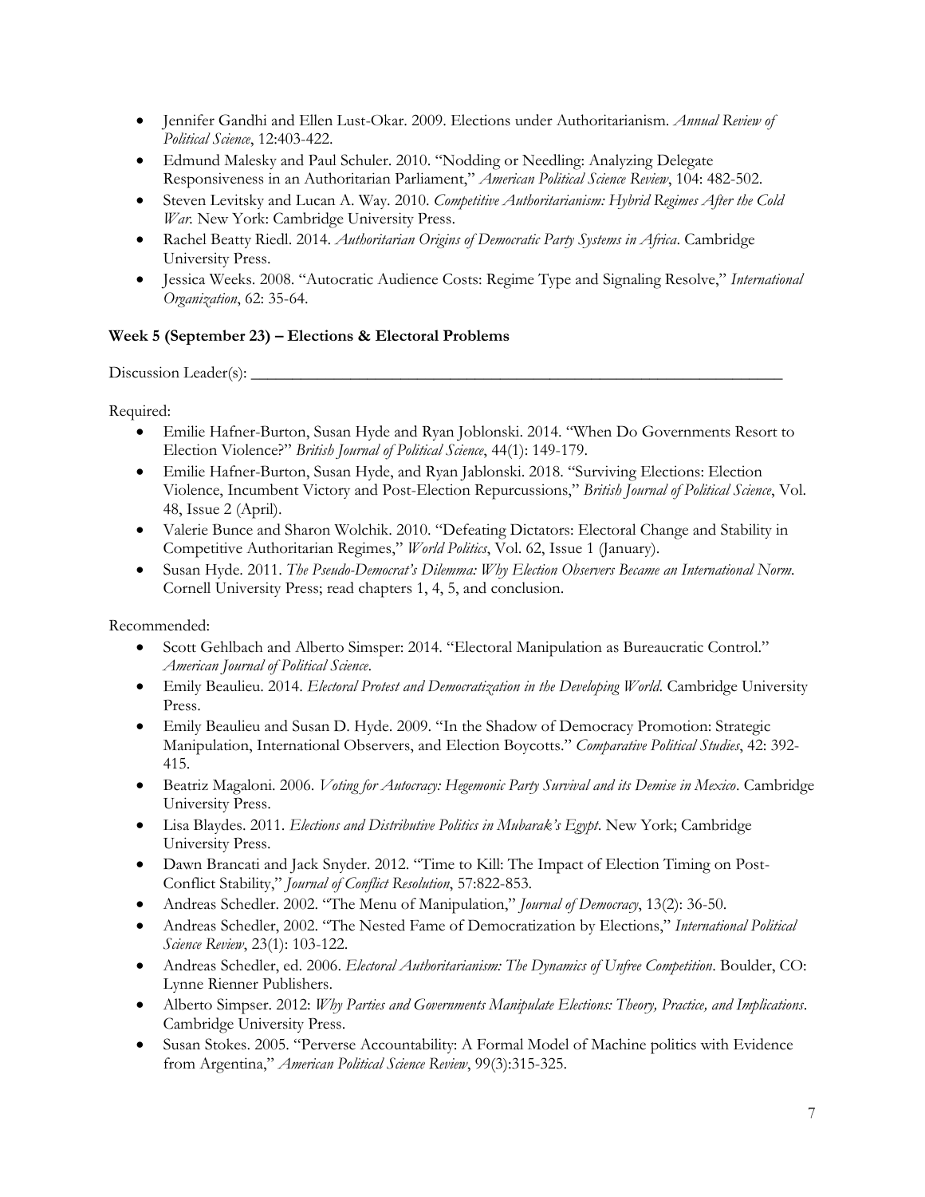- Jennifer Gandhi and Ellen Lust-Okar. 2009. Elections under Authoritarianism. *Annual Review of Political Science*, 12:403-422.
- Edmund Malesky and Paul Schuler. 2010. "Nodding or Needling: Analyzing Delegate Responsiveness in an Authoritarian Parliament," *American Political Science Review*, 104: 482-502.
- Steven Levitsky and Lucan A. Way. 2010. *Competitive Authoritarianism: Hybrid Regimes After the Cold War.* New York: Cambridge University Press.
- Rachel Beatty Riedl. 2014. *Authoritarian Origins of Democratic Party Systems in Africa*. Cambridge University Press.
- Jessica Weeks. 2008. "Autocratic Audience Costs: Regime Type and Signaling Resolve," *International Organization*, 62: 35-64.

**Week 5 (September 23) – Elections & Electoral Problems**

Discussion Leader(s): ______________________________________________

Required:

- Emilie Hafner-Burton, Susan Hyde and Ryan Joblonski. 2014. "When Do Governments Resort to Election Violence?" *British Journal of Political Science*, 44(1): 149-179.
- Emilie Hafner-Burton, Susan Hyde, and Ryan Jablonski. 2018. "Surviving Elections: Election Violence, Incumbent Victory and Post-Election Repurcussions," *British Journal of Political Science*, Vol. 48, Issue 2 (April).
- Valerie Bunce and Sharon Wolchik. 2010. "Defeating Dictators: Electoral Change and Stability in Competitive Authoritarian Regimes," *World Politics*, Vol. 62, Issue 1 (January).
- Susan Hyde. 2011. *The Pseudo-Democrat's Dilemma: Why Election Observers Became an International Norm.* Cornell University Press; read chapters 1, 4, 5, and conclusion.

Recommended:

- Scott Gehlbach and Alberto Simsper: 2014. "Electoral Manipulation as Bureaucratic Control." *American Journal of Political Science*.
- Emily Beaulieu. 2014. *Electoral Protest and Democratization in the Developing World.* Cambridge University Press.
- Emily Beaulieu and Susan D. Hyde. 2009. "In the Shadow of Democracy Promotion: Strategic Manipulation, International Observers, and Election Boycotts." *Comparative Political Studies*, 42: 392-415.
- Beatriz Magaloni. 2006. *Voting for Autocracy: Hegemonic Party Survival and its Demise in Mexico*. Cambridge University Press.
- Lisa Blaydes. 2011. *Elections and Distributive Politics in Mubarak's Egypt*. New York; Cambridge University Press.
- Dawn Brancati and Jack Snyder. 2012. "Time to Kill: The Impact of Election Timing on Post-Conflict Stability," *Journal of Conflict Resolution*, 57:822-853.
- Andreas Schedler. 2002. "The Menu of Manipulation," *Journal of Democracy*, 13(2): 36-50.
- Andreas Schedler, 2002. "The Nested Fame of Democratization by Elections," *International Political Science Review*, 23(1): 103-122.
- Andreas Schedler, ed. 2006. *Electoral Authoritarianism: The Dynamics of Unfree Competition*. Boulder, CO: Lynne Rienner Publishers.
- Alberto Simpser. 2012: *Why Parties and Governments Manipulate Elections: Theory, Practice, and Implications*. Cambridge University Press.
- Susan Stokes. 2005. "Perverse Accountability: A Formal Model of Machine politics with Evidence from Argentina," *American Political Science Review*, 99(3):315-325.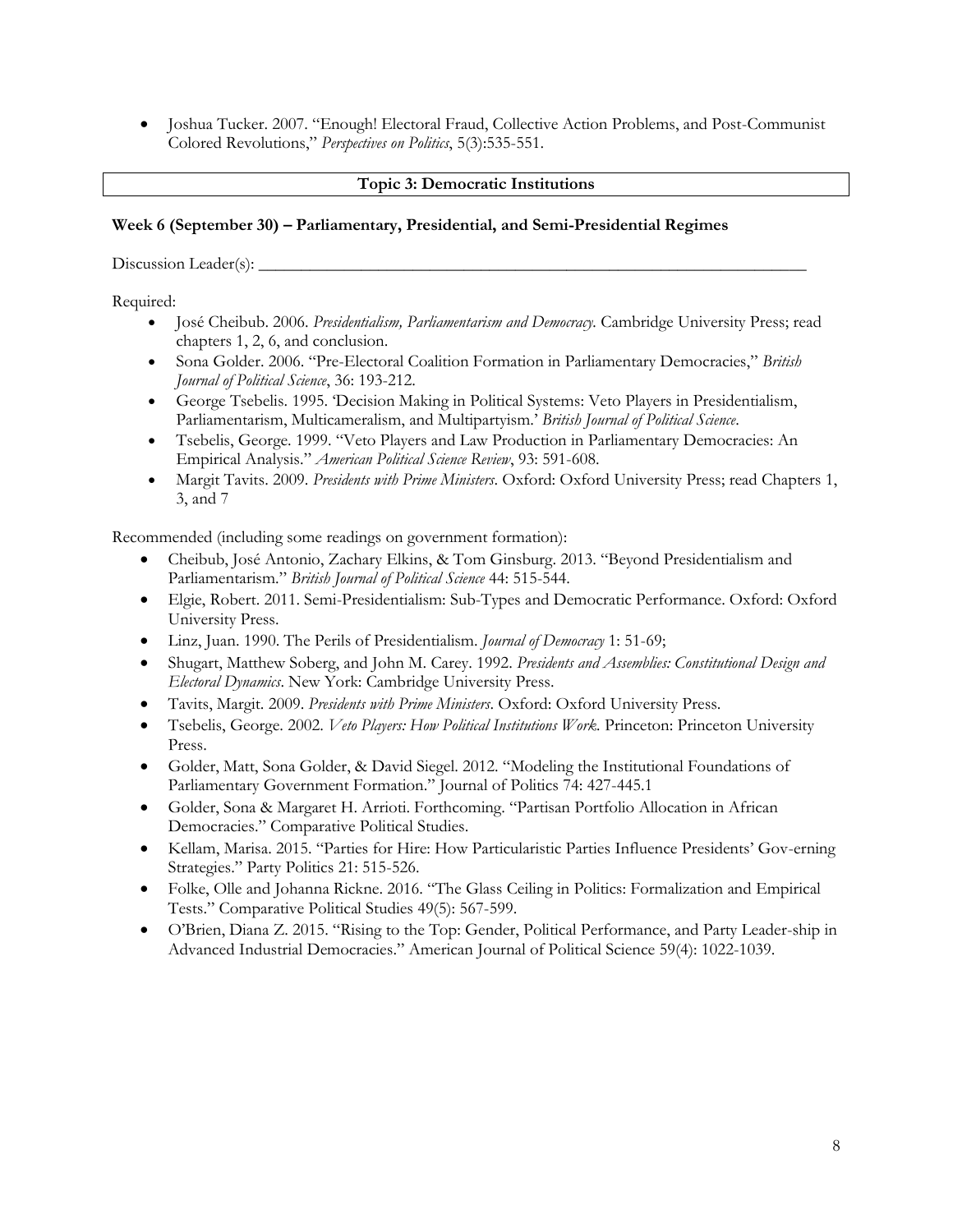- Joshua Tucker. 2007. "Enough! Electoral Fraud, Collective Action Problems, and Post-Communist Colored Revolutions," *Perspectives on Politics*, 5(3):535-551.

## Topic 3: Democratic Institutions

### Week 6 (September 30) – Parliamentary, Presidential, and Semi-Presidential Regimes

Discussion Leader(s): ___________________________________________________________________

Required:

- José Cheibub. 2006. *Presidentialism, Parliamentarism and Democracy.* Cambridge University Press; read chapters 1, 2, 6, and conclusion.
- Sona Golder. 2006. "Pre-Electoral Coalition Formation in Parliamentary Democracies," *British Journal of Political Science*, 36: 193-212.
- George Tsebelis. 1995. 'Decision Making in Political Systems: Veto Players in Presidentialism, Parliamentarism, Multicameralism, and Multipartyism.' *British Journal of Political Science*.
- Tsebelis, George. 1999. "Veto Players and Law Production in Parliamentary Democracies: An Empirical Analysis." *American Political Science Review*, 93: 591-608.
- Margit Tavits. 2009. *Presidents with Prime Ministers*. Oxford: Oxford University Press; read Chapters 1, 3, and 7

Recommended (including some readings on government formation):

- Cheibub, José Antonio, Zachary Elkins, & Tom Ginsburg. 2013. "Beyond Presidentialism and Parliamentarism." *British Journal of Political Science* 44: 515-544.
- Elgie, Robert. 2011. Semi-Presidentialism: Sub-Types and Democratic Performance. Oxford: Oxford University Press.
- Linz, Juan. 1990. The Perils of Presidentialism. *Journal of Democracy* 1: 51-69;
- Shugart, Matthew Soberg, and John M. Carey. 1992. *Presidents and Assemblies: Constitutional Design and Electoral Dynamics*. New York: Cambridge University Press.
- Tavits, Margit. 2009. *Presidents with Prime Ministers*. Oxford: Oxford University Press.
- Tsebelis, George. 2002. *Veto Players: How Political Institutions Work.* Princeton: Princeton University Press.
- Golder, Matt, Sona Golder, & David Siegel. 2012. "Modeling the Institutional Foundations of Parliamentary Government Formation." Journal of Politics 74: 427-445.1
- Golder, Sona & Margaret H. Arrioti. Forthcoming. "Partisan Portfolio Allocation in African Democracies." Comparative Political Studies.
- Kellam, Marisa. 2015. "Parties for Hire: How Particularistic Parties Influence Presidents' Gov-erning Strategies." Party Politics 21: 515-526.
- Folke, Olle and Johanna Rickne. 2016. "The Glass Ceiling in Politics: Formalization and Empirical Tests." Comparative Political Studies 49(5): 567-599.
- O'Brien, Diana Z. 2015. "Rising to the Top: Gender, Political Performance, and Party Leader-ship in Advanced Industrial Democracies." American Journal of Political Science 59(4): 1022-1039.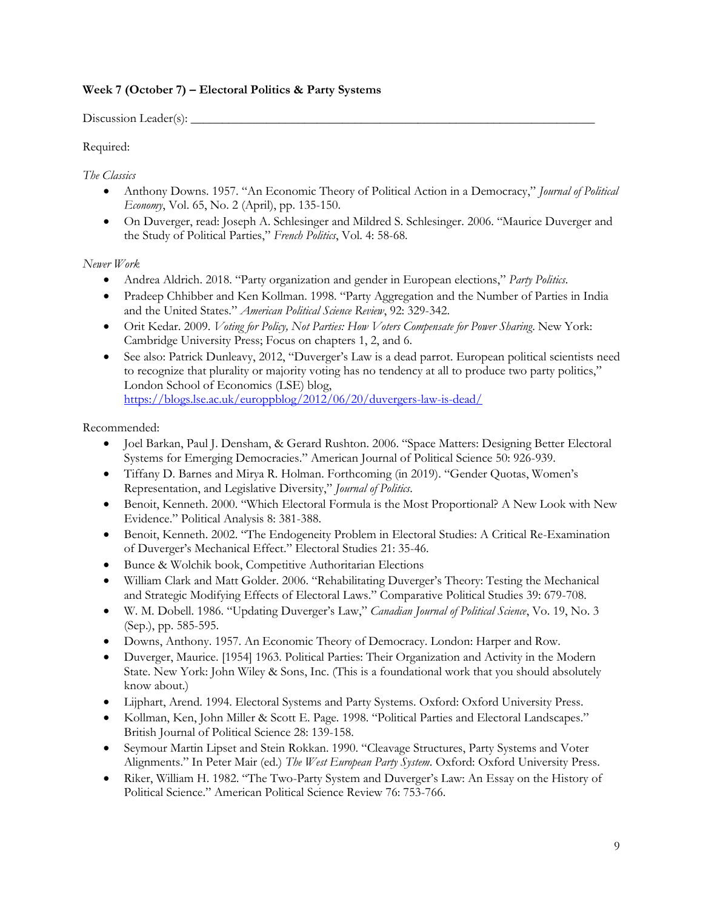**Week 7 (October 7) – Electoral Politics & Party Systems**

Discussion Leader(s): ___________________________________________________________________

Required:

*The Classics*

- Anthony Downs. 1957. "An Economic Theory of Political Action in a Democracy," *Journal of Political Economy*, Vol. 65, No. 2 (April), pp. 135-150.
- On Duverger, read: Joseph A. Schlesinger and Mildred S. Schlesinger. 2006. "Maurice Duverger and the Study of Political Parties," *French Politics*, Vol. 4: 58-68.

*Newer Work*

- Andrea Aldrich. 2018. "Party organization and gender in European elections," *Party Politics*.
- Pradeep Chhibber and Ken Kollman. 1998. "Party Aggregation and the Number of Parties in India and the United States." *American Political Science Review*, 92: 329-342.
- Orit Kedar. 2009. *Voting for Policy, Not Parties: How Voters Compensate for Power Sharing*. New York: Cambridge University Press; Focus on chapters 1, 2, and 6.
- See also: Patrick Dunleavy, 2012, "Duverger's Law is a dead parrot. European political scientists need to recognize that plurality or majority voting has no tendency at all to produce two party politics," London School of Economics (LSE) blog, [https://blogs.lse.ac.uk/europpblog/2012/06/20/duvergers-law-is-dead/](https://blogs.lse.ac.uk/europpblog/2012/06/20/duvergers-law-is-dead/)

Recommended:

- Joel Barkan, Paul J. Densham, & Gerard Rushton. 2006. "Space Matters: Designing Better Electoral Systems for Emerging Democracies." American Journal of Political Science 50: 926-939.
- Tiffany D. Barnes and Mirya R. Holman. Forthcoming (in 2019). "Gender Quotas, Women's Representation, and Legislative Diversity," *Journal of Politics*.
- Benoit, Kenneth. 2000. "Which Electoral Formula is the Most Proportional? A New Look with New Evidence." Political Analysis 8: 381-388.
- Benoit, Kenneth. 2002. "The Endogeneity Problem in Electoral Studies: A Critical Re-Examination of Duverger's Mechanical Effect." Electoral Studies 21: 35-46.
- Bunce & Wolchik book, Competitive Authoritarian Elections
- William Clark and Matt Golder. 2006. "Rehabilitating Duverger's Theory: Testing the Mechanical and Strategic Modifying Effects of Electoral Laws." Comparative Political Studies 39: 679-708.
- W. M. Dobell. 1986. "Updating Duverger's Law," *Canadian Journal of Political Science*, Vo. 19, No. 3 (Sep.), pp. 585-595.
- Downs, Anthony. 1957. An Economic Theory of Democracy. London: Harper and Row.
- Duverger, Maurice. [1954] 1963. Political Parties: Their Organization and Activity in the Modern State. New York: John Wiley & Sons, Inc. (This is a foundational work that you should absolutely know about.)
- Lijphart, Arend. 1994. Electoral Systems and Party Systems. Oxford: Oxford University Press.
- Kollman, Ken, John Miller & Scott E. Page. 1998. "Political Parties and Electoral Landscapes." British Journal of Political Science 28: 139-158.
- Seymour Martin Lipset and Stein Rokkan. 1990. "Cleavage Structures, Party Systems and Voter Alignments." In Peter Mair (ed.) *The West European Party System*. Oxford: Oxford University Press.
- Riker, William H. 1982. "The Two-Party System and Duverger's Law: An Essay on the History of Political Science." American Political Science Review 76: 753-766.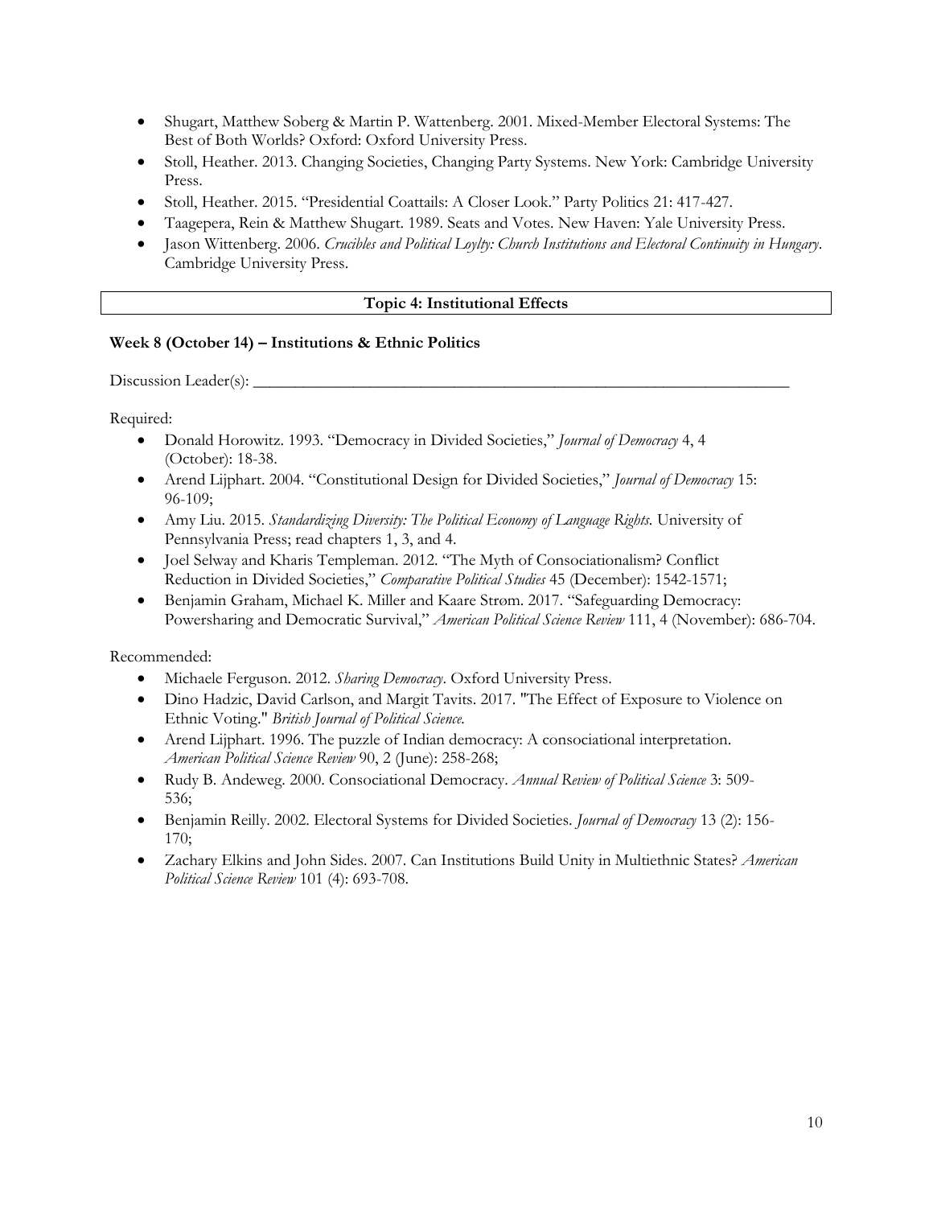- Shugart, Matthew Soberg & Martin P. Wattenberg. 2001. Mixed-Member Electoral Systems: The Best of Both Worlds? Oxford: Oxford University Press.
- Stoll, Heather. 2013. Changing Societies, Changing Party Systems. New York: Cambridge University Press.
- Stoll, Heather. 2015. "Presidential Coattails: A Closer Look." Party Politics 21: 417-427.
- Taagepera, Rein & Matthew Shugart. 1989. Seats and Votes. New Haven: Yale University Press.
- Jason Wittenberg. 2006. *Crucibles and Political Loylty: Church Institutions and Electoral Continuity in Hungary*. Cambridge University Press.

## Topic 4: Institutional Effects

### Week 8 (October 14) – Institutions & Ethnic Politics

Discussion Leader(s): ___________________________________________________________________

Required:

- Donald Horowitz. 1993. "Democracy in Divided Societies," *Journal of Democracy* 4, 4 (October): 18-38.
- Arend Lijphart. 2004. "Constitutional Design for Divided Societies," *Journal of Democracy* 15: 96-109;
- Amy Liu. 2015. *Standardizing Diversity: The Political Economy of Language Rights.* University of Pennsylvania Press; read chapters 1, 3, and 4.
- Joel Selway and Kharis Templeman. 2012. "The Myth of Consociationalism? Conflict Reduction in Divided Societies," *Comparative Political Studies* 45 (December): 1542-1571;
- Benjamin Graham, Michael K. Miller and Kaare Strøm. 2017. "Safeguarding Democracy: Powersharing and Democratic Survival," *American Political Science Review* 111, 4 (November): 686-704.

Recommended:

- Michaele Ferguson. 2012. *Sharing Democracy*. Oxford University Press.
- Dino Hadzic, David Carlson, and Margit Tavits. 2017. "The Effect of Exposure to Violence on Ethnic Voting." *British Journal of Political Science.*
- Arend Lijphart. 1996. The puzzle of Indian democracy: A consociational interpretation. *American Political Science Review* 90, 2 (June): 258-268;
- Rudy B. Andeweg. 2000. Consociational Democracy. *Annual Review of Political Science* 3: 509-536;
- Benjamin Reilly. 2002. Electoral Systems for Divided Societies. *Journal of Democracy* 13 (2): 156-170;
- Zachary Elkins and John Sides. 2007. Can Institutions Build Unity in Multiethnic States? *American Political Science Review* 101 (4): 693-708.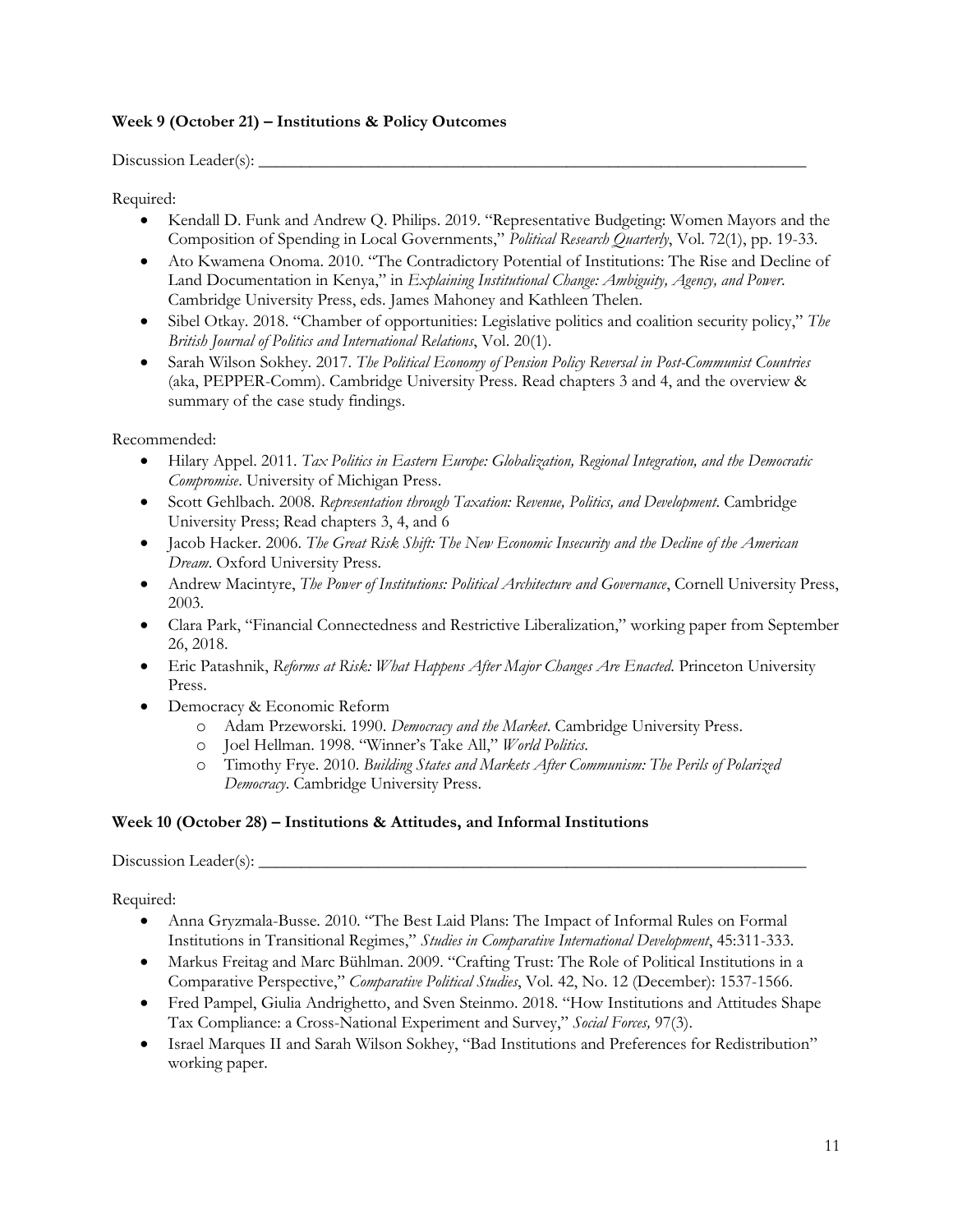**Week 9 (October 21) – Institutions & Policy Outcomes**

Discussion Leader(s): ______________________________________________

Required:

- Kendall D. Funk and Andrew Q. Philips. 2019. "Representative Budgeting: Women Mayors and the Composition of Spending in Local Governments," *Political Research Quarterly*, Vol. 72(1), pp. 19-33.
- Ato Kwamena Onoma. 2010. "The Contradictory Potential of Institutions: The Rise and Decline of Land Documentation in Kenya," in *Explaining Institutional Change: Ambiguity, Agency, and Power*. Cambridge University Press, eds. James Mahoney and Kathleen Thelen.
- Sibel Otkay. 2018. "Chamber of opportunities: Legislative politics and coalition security policy," *The British Journal of Politics and International Relations*, Vol. 20(1).
- Sarah Wilson Sokhey. 2017. *The Political Economy of Pension Policy Reversal in Post-Communist Countries* (aka, PEPPER-Comm). Cambridge University Press. Read chapters 3 and 4, and the overview & summary of the case study findings.

Recommended:

- Hilary Appel. 2011. *Tax Politics in Eastern Europe: Globalization, Regional Integration, and the Democratic Compromise*. University of Michigan Press.
- Scott Gehlbach. 2008. *Representation through Taxation: Revenue, Politics, and Development*. Cambridge University Press; Read chapters 3, 4, and 6
- Jacob Hacker. 2006. *The Great Risk Shift: The New Economic Insecurity and the Decline of the American Dream*. Oxford University Press.
- Andrew Macintyre, *The Power of Institutions: Political Architecture and Governance*, Cornell University Press, 2003.
- Clara Park, "Financial Connectedness and Restrictive Liberalization," working paper from September 26, 2018.
- Eric Patashnik, *Reforms at Risk: What Happens After Major Changes Are Enacted*. Princeton University Press.
- Democracy & Economic Reform
  - Adam Przeworski. 1990. *Democracy and the Market*. Cambridge University Press.
  - Joel Hellman. 1998. "Winner's Take All," *World Politics*.
  - Timothy Frye. 2010. *Building States and Markets After Communism: The Perils of Polarized Democracy*. Cambridge University Press.

**Week 10 (October 28) – Institutions & Attitudes, and Informal Institutions**

Discussion Leader(s): ______________________________________________

Required:

- Anna Gryzmala-Busse. 2010. "The Best Laid Plans: The Impact of Informal Rules on Formal Institutions in Transitional Regimes," *Studies in Comparative International Development*, 45:311-333.
- Markus Freitag and Marc Bühlman. 2009. "Crafting Trust: The Role of Political Institutions in a Comparative Perspective," *Comparative Political Studies*, Vol. 42, No. 12 (December): 1537-1566.
- Fred Pampel, Giulia Andrighetto, and Sven Steinmo. 2018. "How Institutions and Attitudes Shape Tax Compliance: a Cross-National Experiment and Survey," *Social Forces,* 97(3).
- Israel Marques II and Sarah Wilson Sokhey, "Bad Institutions and Preferences for Redistribution" working paper.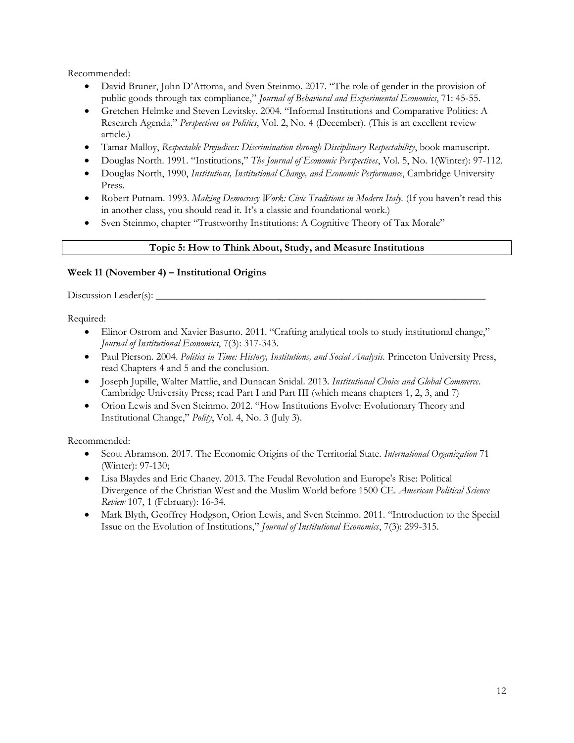Recommended:

- David Bruner, John D'Attoma, and Sven Steinmo. 2017. "The role of gender in the provision of public goods through tax compliance," *Journal of Behavioral and Experimental Economics*, 71: 45-55.
- Gretchen Helmke and Steven Levitsky. 2004. "Informal Institutions and Comparative Politics: A Research Agenda," *Perspectives on Politics*, Vol. 2, No. 4 (December). (This is an excellent review article.)
- Tamar Malloy, *Respectable Prejudices: Discrimination through Disciplinary Respectability*, book manuscript.
- Douglas North. 1991. "Institutions," *The Journal of Economic Perspectives*, Vol. 5, No. 1(Winter): 97-112.
- Douglas North, 1990, *Institutions, Institutional Change, and Economic Performance*, Cambridge University Press.
- Robert Putnam. 1993. *Making Democracy Work: Civic Traditions in Modern Italy.* (If you haven't read this in another class, you should read it. It's a classic and foundational work.)
- Sven Steinmo, chapter "Trustworthy Institutions: A Cognitive Theory of Tax Morale"

## Topic 5: How to Think About, Study, and Measure Institutions

### Week 11 (November 4) – Institutional Origins

Discussion Leader(s): ____________________________________________________________

Required:

- Elinor Ostrom and Xavier Basurto. 2011. "Crafting analytical tools to study institutional change," *Journal of Institutional Economics*, 7(3): 317-343.
- Paul Pierson. 2004. *Politics in Time: History, Institutions, and Social Analysis.* Princeton University Press, read Chapters 4 and 5 and the conclusion.
- Joseph Jupille, Walter Mattlie, and Dunacan Snidal. 2013. *Institutional Choice and Global Commerce*. Cambridge University Press; read Part I and Part III (which means chapters 1, 2, 3, and 7)
- Orion Lewis and Sven Steinmo. 2012. "How Institutions Evolve: Evolutionary Theory and Institutional Change," *Polity*, Vol. 4, No. 3 (July 3).

Recommended:

- Scott Abramson. 2017. The Economic Origins of the Territorial State. *International Organization* 71 (Winter): 97-130;
- Lisa Blaydes and Eric Chaney. 2013. The Feudal Revolution and Europe's Rise: Political Divergence of the Christian West and the Muslim World before 1500 CE. *American Political Science Review* 107, 1 (February): 16-34.
- Mark Blyth, Geoffrey Hodgson, Orion Lewis, and Sven Steinmo. 2011. "Introduction to the Special Issue on the Evolution of Institutions," *Journal of Institutional Economics*, 7(3): 299-315.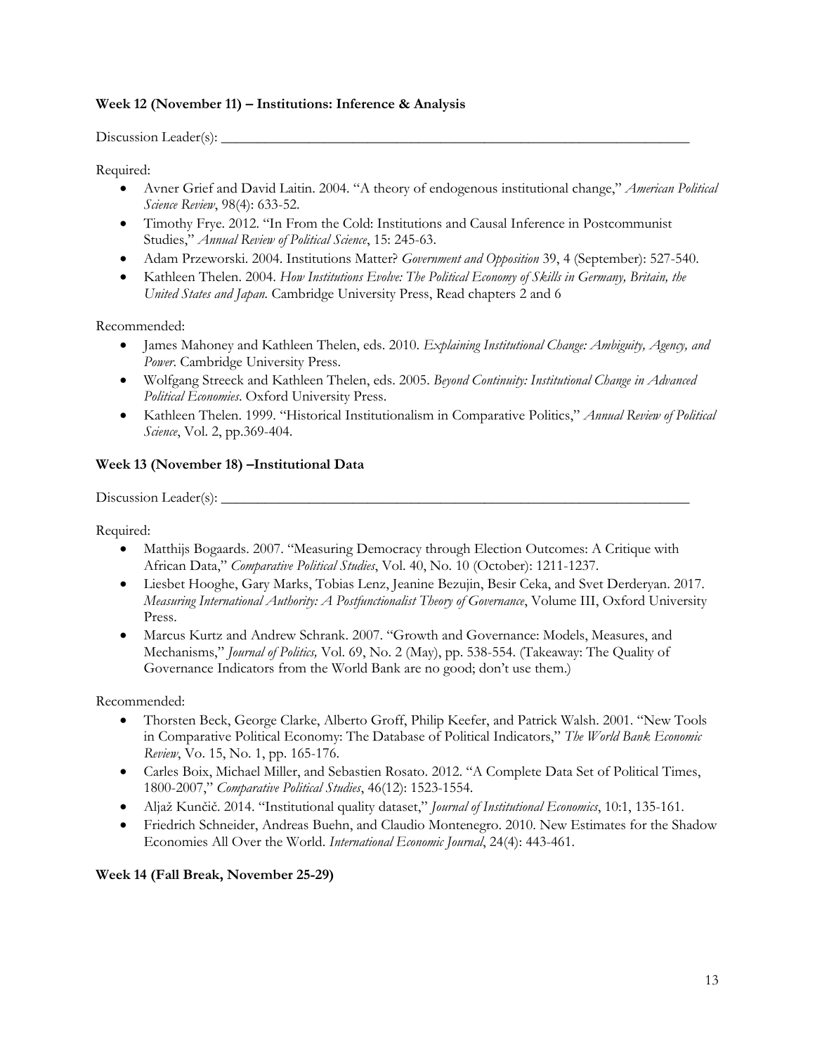**Week 12 (November 11) – Institutions: Inference & Analysis**

Discussion Leader(s): ___________________________________________________________________

Required:

- Avner Grief and David Laitin. 2004. "A theory of endogenous institutional change," *American Political Science Review*, 98(4): 633-52.
- Timothy Frye. 2012. "In From the Cold: Institutions and Causal Inference in Postcommunist Studies," *Annual Review of Political Science*, 15: 245-63.
- Adam Przeworski. 2004. Institutions Matter? *Government and Opposition* 39, 4 (September): 527-540.
- Kathleen Thelen. 2004. *How Institutions Evolve: The Political Economy of Skills in Germany, Britain, the United States and Japan.* Cambridge University Press, Read chapters 2 and 6

Recommended:

- James Mahoney and Kathleen Thelen, eds. 2010. *Explaining Institutional Change: Ambiguity, Agency, and Power*. Cambridge University Press.
- Wolfgang Streeck and Kathleen Thelen, eds. 2005. *Beyond Continuity: Institutional Change in Advanced Political Economies*. Oxford University Press.
- Kathleen Thelen. 1999. "Historical Institutionalism in Comparative Politics," *Annual Review of Political Science*, Vol. 2, pp.369-404.

**Week 13 (November 18) –Institutional Data**

Discussion Leader(s): ___________________________________________________________________

Required:

- Matthijs Bogaards. 2007. "Measuring Democracy through Election Outcomes: A Critique with African Data," *Comparative Political Studies*, Vol. 40, No. 10 (October): 1211-1237.
- Liesbet Hooghe, Gary Marks, Tobias Lenz, Jeanine Bezujin, Besir Ceka, and Svet Derderyan. 2017. *Measuring International Authority: A Postfunctionalist Theory of Governance*, Volume III, Oxford University Press.
- Marcus Kurtz and Andrew Schrank. 2007. "Growth and Governance: Models, Measures, and Mechanisms," *Journal of Politics,* Vol. 69, No. 2 (May), pp. 538-554. (Takeaway: The Quality of Governance Indicators from the World Bank are no good; don't use them.)

Recommended:

- Thorsten Beck, George Clarke, Alberto Groff, Philip Keefer, and Patrick Walsh. 2001. "New Tools in Comparative Political Economy: The Database of Political Indicators," *The World Bank Economic Review*, Vo. 15, No. 1, pp. 165-176.
- Carles Boix, Michael Miller, and Sebastien Rosato. 2012. "A Complete Data Set of Political Times, 1800-2007," *Comparative Political Studies*, 46(12): 1523-1554.
- Aljaž Kunčič. 2014. "Institutional quality dataset," *Journal of Institutional Economics*, 10:1, 135-161.
- Friedrich Schneider, Andreas Buehn, and Claudio Montenegro. 2010. New Estimates for the Shadow Economies All Over the World. *International Economic Journal*, 24(4): 443-461.

**Week 14 (Fall Break, November 25-29)**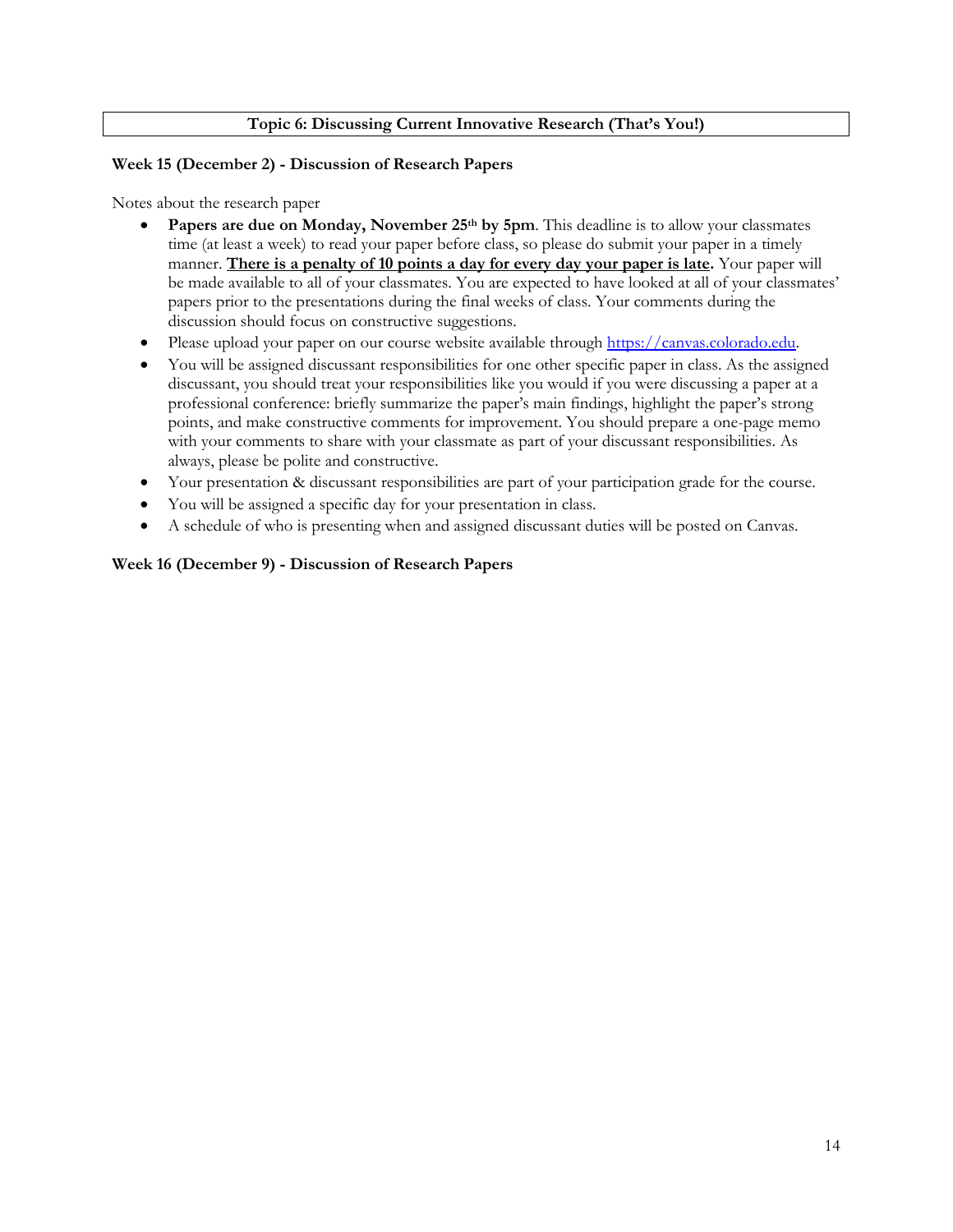## Topic 6: Discussing Current Innovative Research (That's You!)

### Week 15 (December 2) - Discussion of Research Papers

Notes about the research paper

- **Papers are due on Monday, November 25th by 5pm**. This deadline is to allow your classmates time (at least a week) to read your paper before class, so please do submit your paper in a timely manner. **<u>There is a penalty of 10 points a day for every day your paper is late</u>.** Your paper will be made available to all of your classmates. You are expected to have looked at all of your classmates' papers prior to the presentations during the final weeks of class. Your comments during the discussion should focus on constructive suggestions.
- Please upload your paper on our course website available through [https://canvas.colorado.edu](https://canvas.colorado.edu).
- You will be assigned discussant responsibilities for one other specific paper in class. As the assigned discussant, you should treat your responsibilities like you would if you were discussing a paper at a professional conference: briefly summarize the paper's main findings, highlight the paper's strong points, and make constructive comments for improvement. You should prepare a one-page memo with your comments to share with your classmate as part of your discussant responsibilities. As always, please be polite and constructive.
- Your presentation & discussant responsibilities are part of your participation grade for the course.
- You will be assigned a specific day for your presentation in class.
- A schedule of who is presenting when and assigned discussant duties will be posted on Canvas.

### Week 16 (December 9) - Discussion of Research Papers